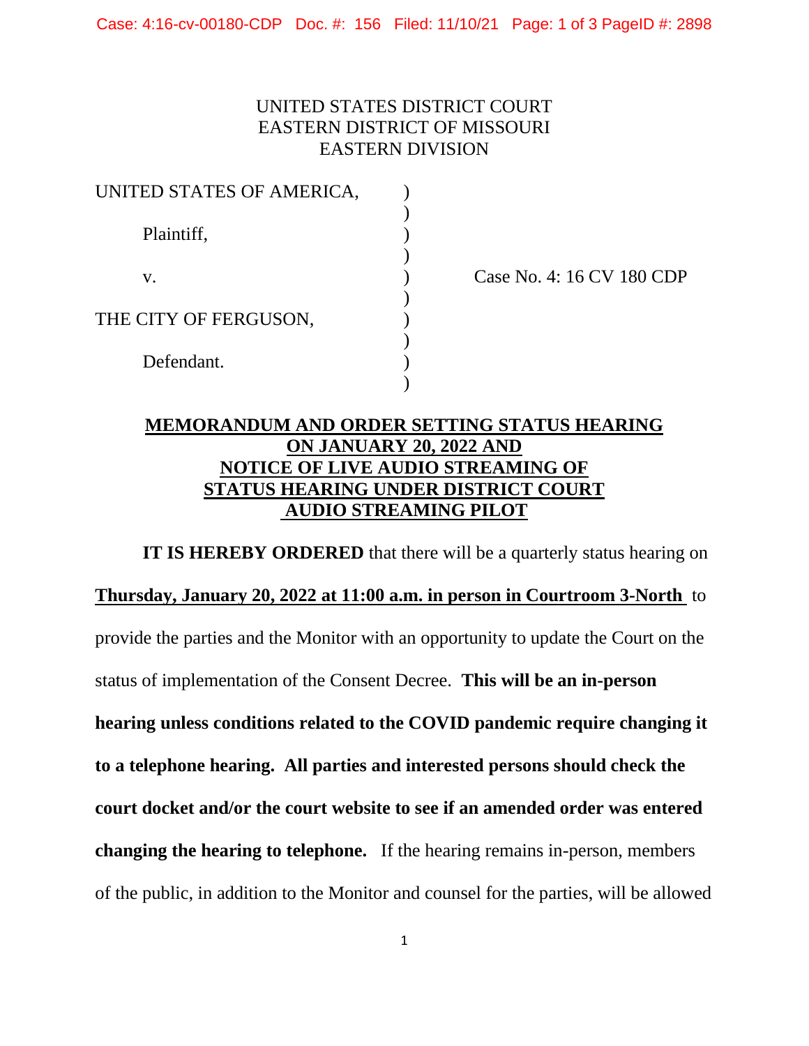UNITED STATES DISTRICT COURT
EASTERN DISTRICT OF MISSOURI
EASTERN DIVISION

| | | |
|---|---|---|
| UNITED STATES OF AMERICA, | ) | |
| Plaintiff, | ) | |
| v. | ) | Case No. 4: 16 CV 180 CDP |
| THE CITY OF FERGUSON, | ) | |
| Defendant. | ) | |

# MEMORANDUM AND ORDER SETTING STATUS HEARING ON JANUARY 20, 2022 AND NOTICE OF LIVE AUDIO STREAMING OF STATUS HEARING UNDER DISTRICT COURT AUDIO STREAMING PILOT

**IT IS HEREBY ORDERED** that there will be a quarterly status hearing on **Thursday, January 20, 2022 at 11:00 a.m. in person in Courtroom 3-North** to provide the parties and the Monitor with an opportunity to update the Court on the status of implementation of the Consent Decree. **This will be an in-person hearing unless conditions related to the COVID pandemic require changing it to a telephone hearing. All parties and interested persons should check the court docket and/or the court website to see if an amended order was entered changing the hearing to telephone.** If the hearing remains in-person, members of the public, in addition to the Monitor and counsel for the parties, will be allowed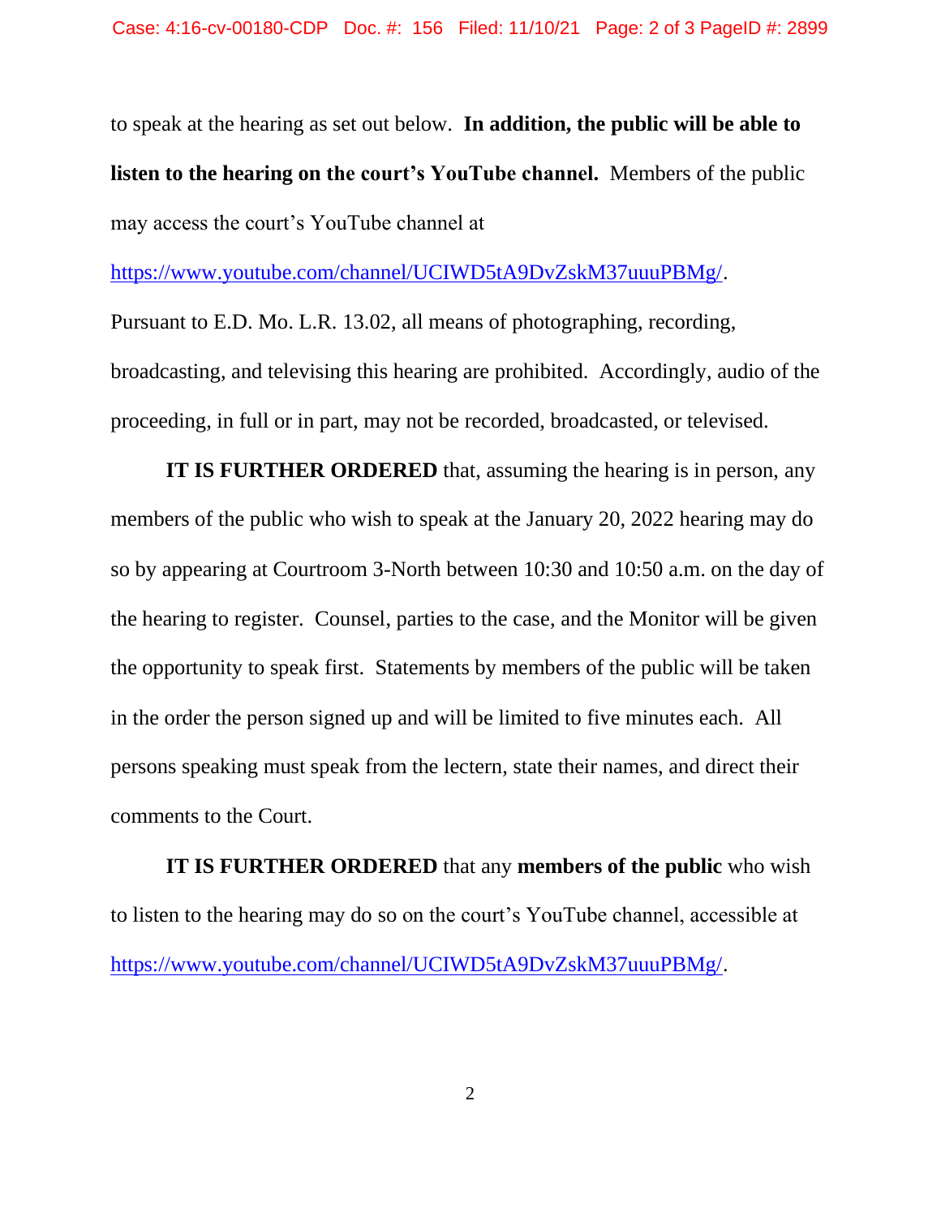to speak at the hearing as set out below. **In addition, the public will be able to listen to the hearing on the court's YouTube channel.** Members of the public may access the court's YouTube channel at https://www.youtube.com/channel/UCIWD5tA9DvZskM37uuuPBMg/. Pursuant to E.D. Mo. L.R. 13.02, all means of photographing, recording, broadcasting, and televising this hearing are prohibited. Accordingly, audio of the proceeding, in full or in part, may not be recorded, broadcasted, or televised.

**IT IS FURTHER ORDERED** that, assuming the hearing is in person, any members of the public who wish to speak at the January 20, 2022 hearing may do so by appearing at Courtroom 3-North between 10:30 and 10:50 a.m. on the day of the hearing to register. Counsel, parties to the case, and the Monitor will be given the opportunity to speak first. Statements by members of the public will be taken in the order the person signed up and will be limited to five minutes each. All persons speaking must speak from the lectern, state their names, and direct their comments to the Court.

**IT IS FURTHER ORDERED** that any **members of the public** who wish to listen to the hearing may do so on the court's YouTube channel, accessible at https://www.youtube.com/channel/UCIWD5tA9DvZskM37uuuPBMg/.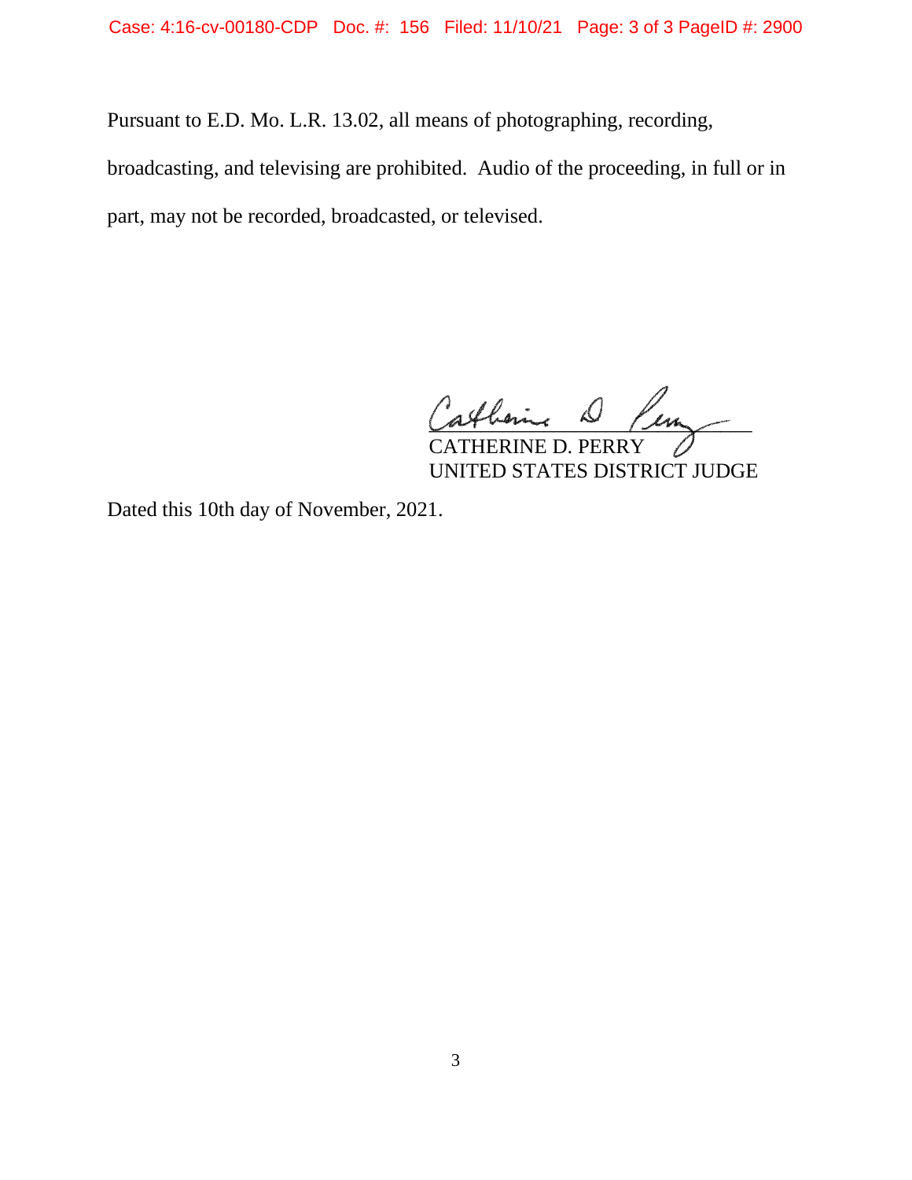Pursuant to E.D. Mo. L.R. 13.02, all means of photographing, recording, broadcasting, and televising are prohibited. Audio of the proceeding, in full or in part, may not be recorded, broadcasted, or televised.

CATHERINE D. PERRY
UNITED STATES DISTRICT JUDGE

Dated this 10th day of November, 2021.